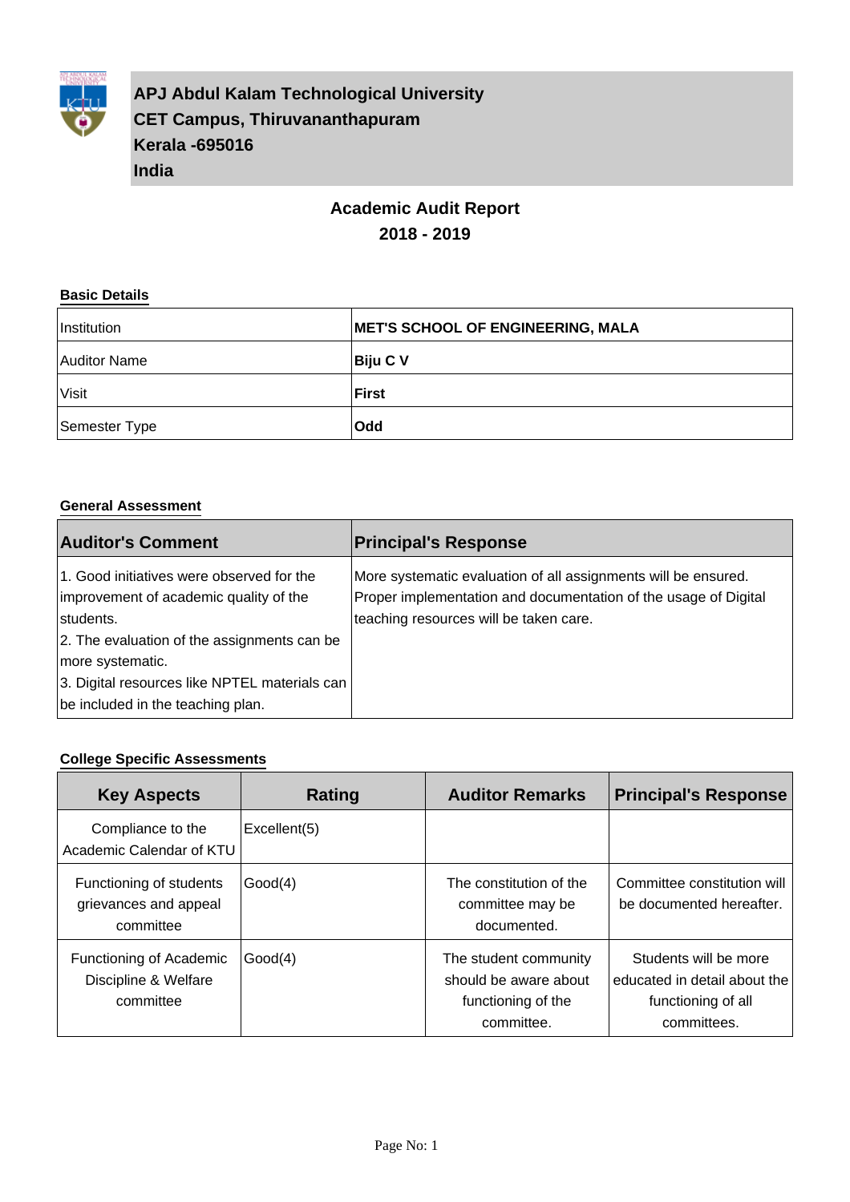**APJ Abdul Kalam Technological University**
**CET Campus, Thiruvananthapuram**
**Kerala -695016**
**India**

# Academic Audit Report
## 2018 - 2019

### Basic Details

| | |
|---|---|
| Institution | **MET'S SCHOOL OF ENGINEERING, MALA** |
| Auditor Name | **Biju C V** |
| Visit | **First** |
| Semester Type | **Odd** |

### General Assessment

| Auditor's Comment | Principal's Response |
|---|---|
| 1. Good initiatives were observed for the improvement of academic quality of the students.<br>2. The evaluation of the assignments can be more systematic.<br>3. Digital resources like NPTEL materials can be included in the teaching plan. | More systematic evaluation of all assignments will be ensured. Proper implementation and documentation of the usage of Digital teaching resources will be taken care. |

### College Specific Assessments

| Key Aspects | Rating | Auditor Remarks | Principal's Response |
|---|---|---|---|
| Compliance to the Academic Calendar of KTU | Excellent(5) | | |
| Functioning of students grievances and appeal committee | Good(4) | The constitution of the committee may be documented. | Committee constitution will be documented hereafter. |
| Functioning of Academic Discipline & Welfare committee | Good(4) | The student community should be aware about functioning of the committee. | Students will be more educated in detail about the functioning of all committees. |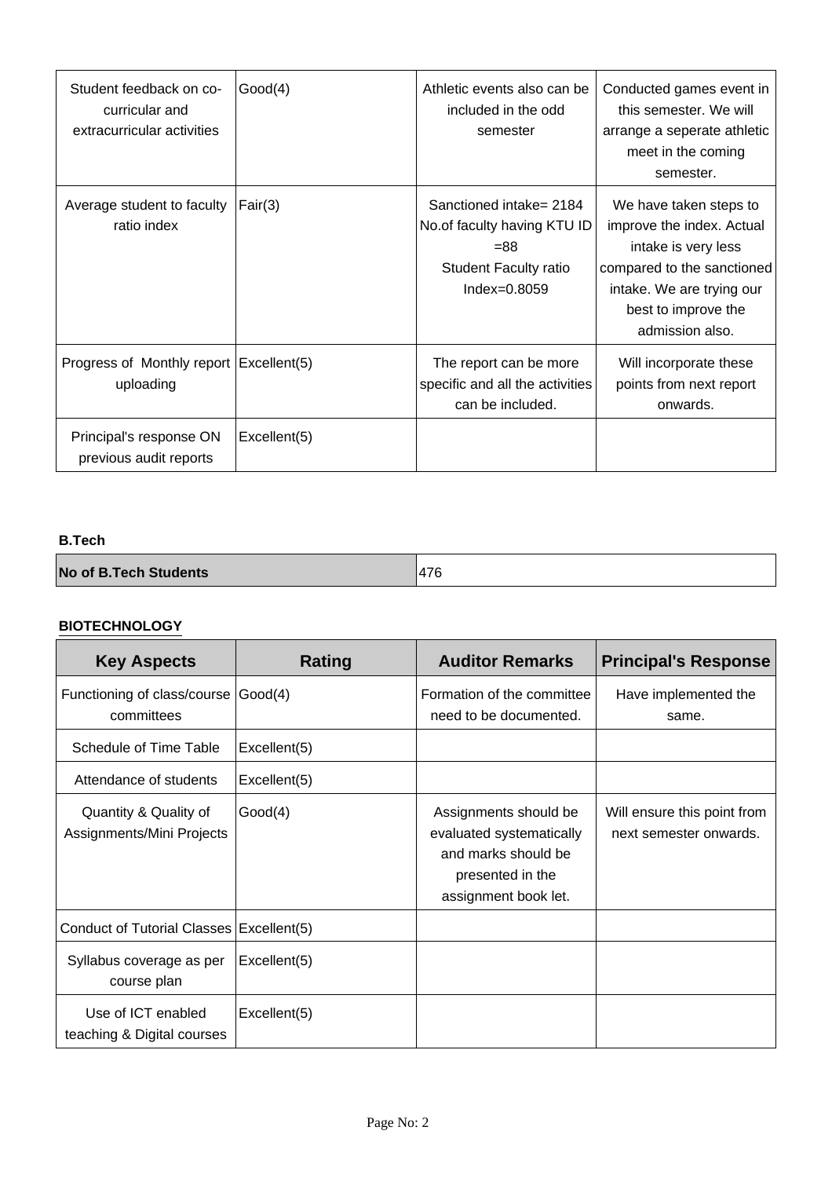| | | | |
|---|---|---|---|
| Student feedback on co-curricular and extracurricular activities | Good(4) | Athletic events also can be included in the odd semester | Conducted games event in this semester. We will arrange a seperate athletic meet in the coming semester. |
| Average student to faculty ratio index | Fair(3) | Sanctioned intake= 2184<br>No.of faculty having KTU ID =88<br>Student Faculty ratio Index=0.8059 | We have taken steps to improve the index. Actual intake is very less compared to the sanctioned intake. We are trying our best to improve the admission also. |
| Progress of Monthly report uploading | Excellent(5) | The report can be more specific and all the activities can be included. | Will incorporate these points from next report onwards. |
| Principal's response ON previous audit reports | Excellent(5) | | |

**B.Tech**

| **No of B.Tech Students** | 476 |
|---|---|

**BIOTECHNOLOGY**

| Key Aspects | Rating | Auditor Remarks | Principal's Response |
|---|---|---|---|
| Functioning of class/course committees | Good(4) | Formation of the committee need to be documented. | Have implemented the same. |
| Schedule of Time Table | Excellent(5) | | |
| Attendance of students | Excellent(5) | | |
| Quantity & Quality of Assignments/Mini Projects | Good(4) | Assignments should be evaluated systematically and marks should be presented in the assignment book let. | Will ensure this point from next semester onwards. |
| Conduct of Tutorial Classes | Excellent(5) | | |
| Syllabus coverage as per course plan | Excellent(5) | | |
| Use of ICT enabled teaching & Digital courses | Excellent(5) | | |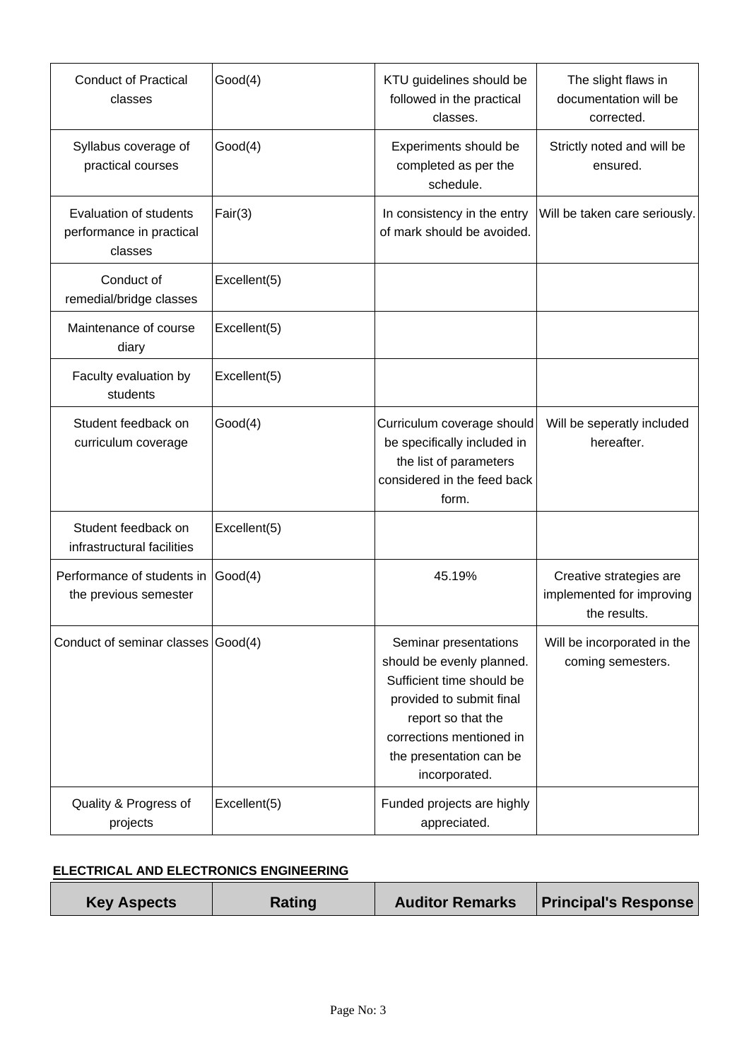| Conduct of Practical classes | Good(4) | KTU guidelines should be followed in the practical classes. | The slight flaws in documentation will be corrected. |
|---|---|---|---|
| Syllabus coverage of practical courses | Good(4) | Experiments should be completed as per the schedule. | Strictly noted and will be ensured. |
| Evaluation of students performance in practical classes | Fair(3) | In consistency in the entry of mark should be avoided. | Will be taken care seriously. |
| Conduct of remedial/bridge classes | Excellent(5) | | |
| Maintenance of course diary | Excellent(5) | | |
| Faculty evaluation by students | Excellent(5) | | |
| Student feedback on curriculum coverage | Good(4) | Curriculum coverage should be specifically included in the list of parameters considered in the feed back form. | Will be seperatly included hereafter. |
| Student feedback on infrastructural facilities | Excellent(5) | | |
| Performance of students in the previous semester | Good(4) | 45.19% | Creative strategies are implemented for improving the results. |
| Conduct of seminar classes | Good(4) | Seminar presentations should be evenly planned. Sufficient time should be provided to submit final report so that the corrections mentioned in the presentation can be incorporated. | Will be incorporated in the coming semesters. |
| Quality & Progress of projects | Excellent(5) | Funded projects are highly appreciated. | |

**ELECTRICAL AND ELECTRONICS ENGINEERING**

| Key Aspects | Rating | Auditor Remarks | Principal's Response |
|---|---|---|---|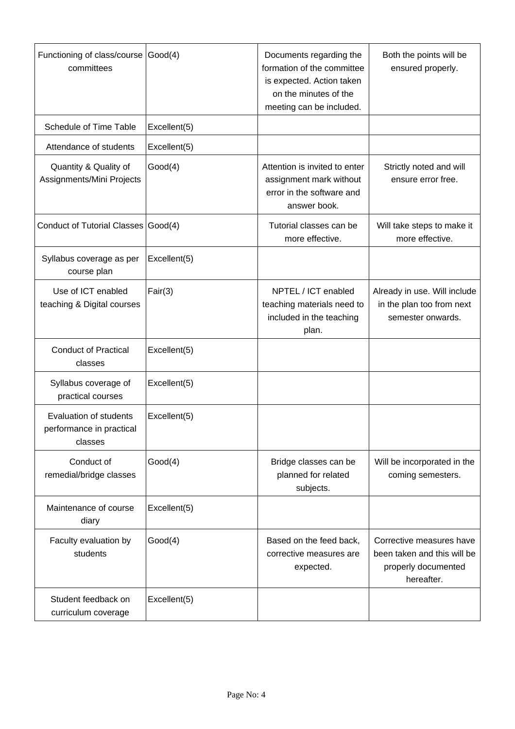| | | | |
|---|---|---|---|
| Functioning of class/course committees | Good(4) | Documents regarding the formation of the committee is expected. Action taken on the minutes of the meeting can be included. | Both the points will be ensured properly. |
| Schedule of Time Table | Excellent(5) | | |
| Attendance of students | Excellent(5) | | |
| Quantity & Quality of Assignments/Mini Projects | Good(4) | Attention is invited to enter assignment mark without error in the software and answer book. | Strictly noted and will ensure error free. |
| Conduct of Tutorial Classes | Good(4) | Tutorial classes can be more effective. | Will take steps to make it more effective. |
| Syllabus coverage as per course plan | Excellent(5) | | |
| Use of ICT enabled teaching & Digital courses | Fair(3) | NPTEL / ICT enabled teaching materials need to included in the teaching plan. | Already in use. Will include in the plan too from next semester onwards. |
| Conduct of Practical classes | Excellent(5) | | |
| Syllabus coverage of practical courses | Excellent(5) | | |
| Evaluation of students performance in practical classes | Excellent(5) | | |
| Conduct of remedial/bridge classes | Good(4) | Bridge classes can be planned for related subjects. | Will be incorporated in the coming semesters. |
| Maintenance of course diary | Excellent(5) | | |
| Faculty evaluation by students | Good(4) | Based on the feed back, corrective measures are expected. | Corrective measures have been taken and this will be properly documented hereafter. |
| Student feedback on curriculum coverage | Excellent(5) | | |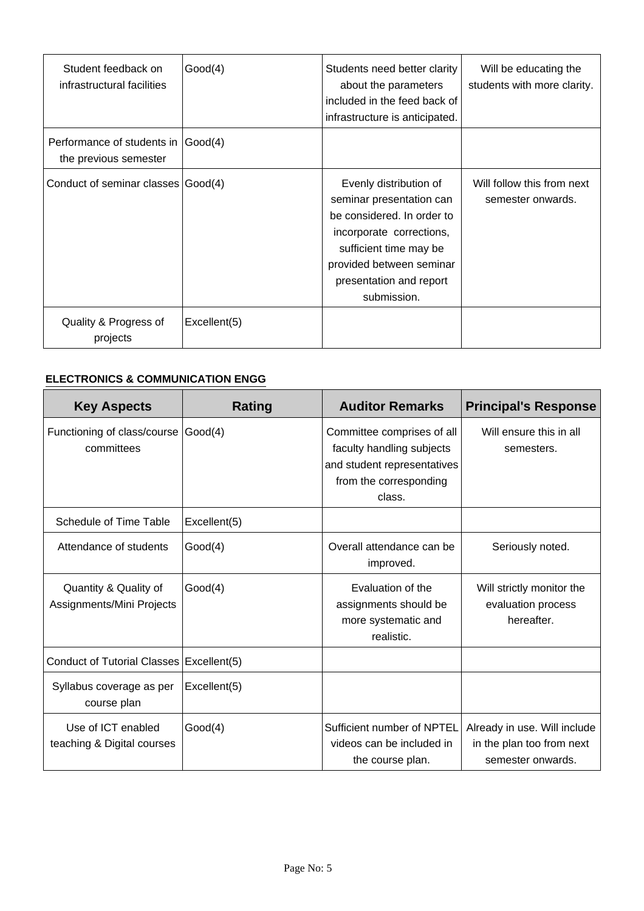| Student feedback on infrastructural facilities | Good(4) | Students need better clarity about the parameters included in the feed back of infrastructure is anticipated. | Will be educating the students with more clarity. |
|---|---|---|---|
| Performance of students in the previous semester | Good(4) | | |
| Conduct of seminar classes | Good(4) | Evenly distribution of seminar presentation can be considered. In order to incorporate corrections, sufficient time may be provided between seminar presentation and report submission. | Will follow this from next semester onwards. |
| Quality & Progress of projects | Excellent(5) | | |

**ELECTRONICS & COMMUNICATION ENGG**

| Key Aspects | Rating | Auditor Remarks | Principal's Response |
|---|---|---|---|
| Functioning of class/course committees | Good(4) | Committee comprises of all faculty handling subjects and student representatives from the corresponding class. | Will ensure this in all semesters. |
| Schedule of Time Table | Excellent(5) | | |
| Attendance of students | Good(4) | Overall attendance can be improved. | Seriously noted. |
| Quantity & Quality of Assignments/Mini Projects | Good(4) | Evaluation of the assignments should be more systematic and realistic. | Will strictly monitor the evaluation process hereafter. |
| Conduct of Tutorial Classes | Excellent(5) | | |
| Syllabus coverage as per course plan | Excellent(5) | | |
| Use of ICT enabled teaching & Digital courses | Good(4) | Sufficient number of NPTEL videos can be included in the course plan. | Already in use. Will include in the plan too from next semester onwards. |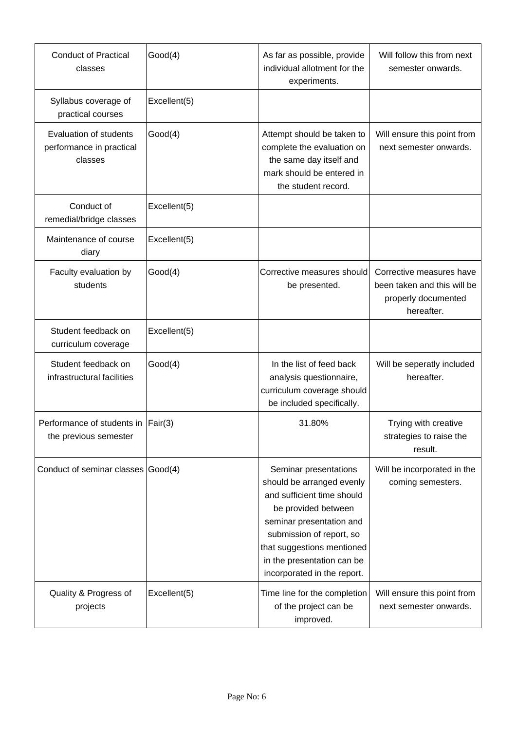| | | | |
|---|---|---|---|
| Conduct of Practical classes | Good(4) | As far as possible, provide individual allotment for the experiments. | Will follow this from next semester onwards. |
| Syllabus coverage of practical courses | Excellent(5) | | |
| Evaluation of students performance in practical classes | Good(4) | Attempt should be taken to complete the evaluation on the same day itself and mark should be entered in the student record. | Will ensure this point from next semester onwards. |
| Conduct of remedial/bridge classes | Excellent(5) | | |
| Maintenance of course diary | Excellent(5) | | |
| Faculty evaluation by students | Good(4) | Corrective measures should be presented. | Corrective measures have been taken and this will be properly documented hereafter. |
| Student feedback on curriculum coverage | Excellent(5) | | |
| Student feedback on infrastructural facilities | Good(4) | In the list of feed back analysis questionnaire, curriculum coverage should be included specifically. | Will be seperatly included hereafter. |
| Performance of students in the previous semester | Fair(3) | 31.80% | Trying with creative strategies to raise the result. |
| Conduct of seminar classes | Good(4) | Seminar presentations should be arranged evenly and sufficient time should be provided between seminar presentation and submission of report, so that suggestions mentioned in the presentation can be incorporated in the report. | Will be incorporated in the coming semesters. |
| Quality & Progress of projects | Excellent(5) | Time line for the completion of the project can be improved. | Will ensure this point from next semester onwards. |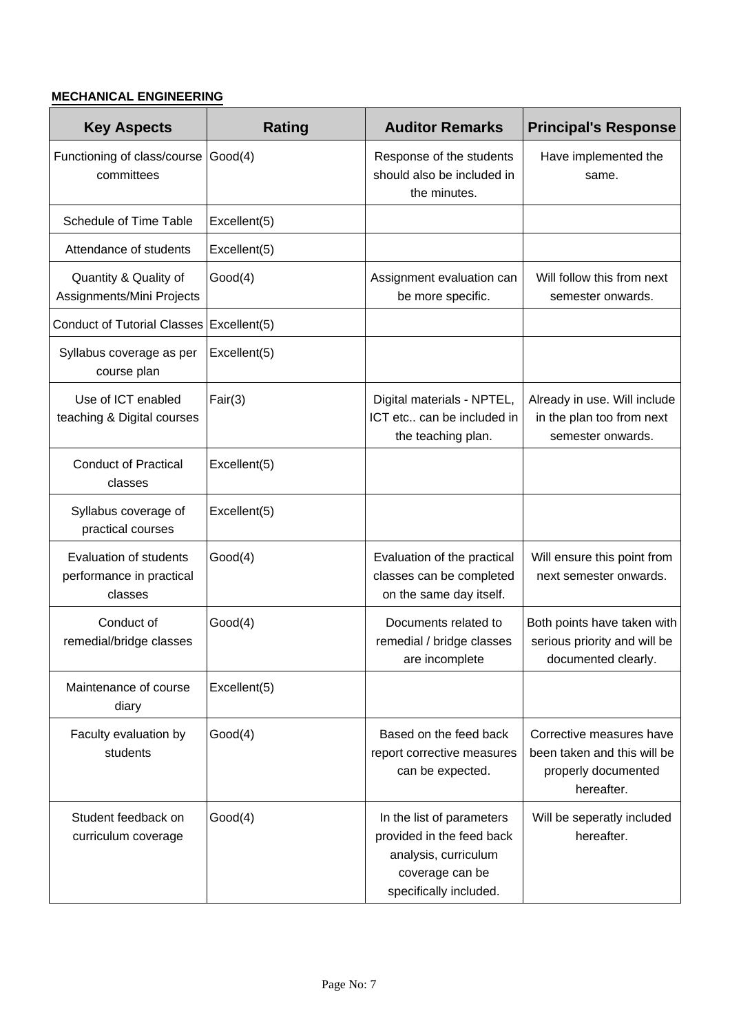**MECHANICAL ENGINEERING**

| Key Aspects | Rating | Auditor Remarks | Principal's Response |
|---|---|---|---|
| Functioning of class/course committees | Good(4) | Response of the students should also be included in the minutes. | Have implemented the same. |
| Schedule of Time Table | Excellent(5) | | |
| Attendance of students | Excellent(5) | | |
| Quantity & Quality of Assignments/Mini Projects | Good(4) | Assignment evaluation can be more specific. | Will follow this from next semester onwards. |
| Conduct of Tutorial Classes | Excellent(5) | | |
| Syllabus coverage as per course plan | Excellent(5) | | |
| Use of ICT enabled teaching & Digital courses | Fair(3) | Digital materials - NPTEL, ICT etc.. can be included in the teaching plan. | Already in use. Will include in the plan too from next semester onwards. |
| Conduct of Practical classes | Excellent(5) | | |
| Syllabus coverage of practical courses | Excellent(5) | | |
| Evaluation of students performance in practical classes | Good(4) | Evaluation of the practical classes can be completed on the same day itself. | Will ensure this point from next semester onwards. |
| Conduct of remedial/bridge classes | Good(4) | Documents related to remedial / bridge classes are incomplete | Both points have taken with serious priority and will be documented clearly. |
| Maintenance of course diary | Excellent(5) | | |
| Faculty evaluation by students | Good(4) | Based on the feed back report corrective measures can be expected. | Corrective measures have been taken and this will be properly documented hereafter. |
| Student feedback on curriculum coverage | Good(4) | In the list of parameters provided in the feed back analysis, curriculum coverage can be specifically included. | Will be seperatly included hereafter. |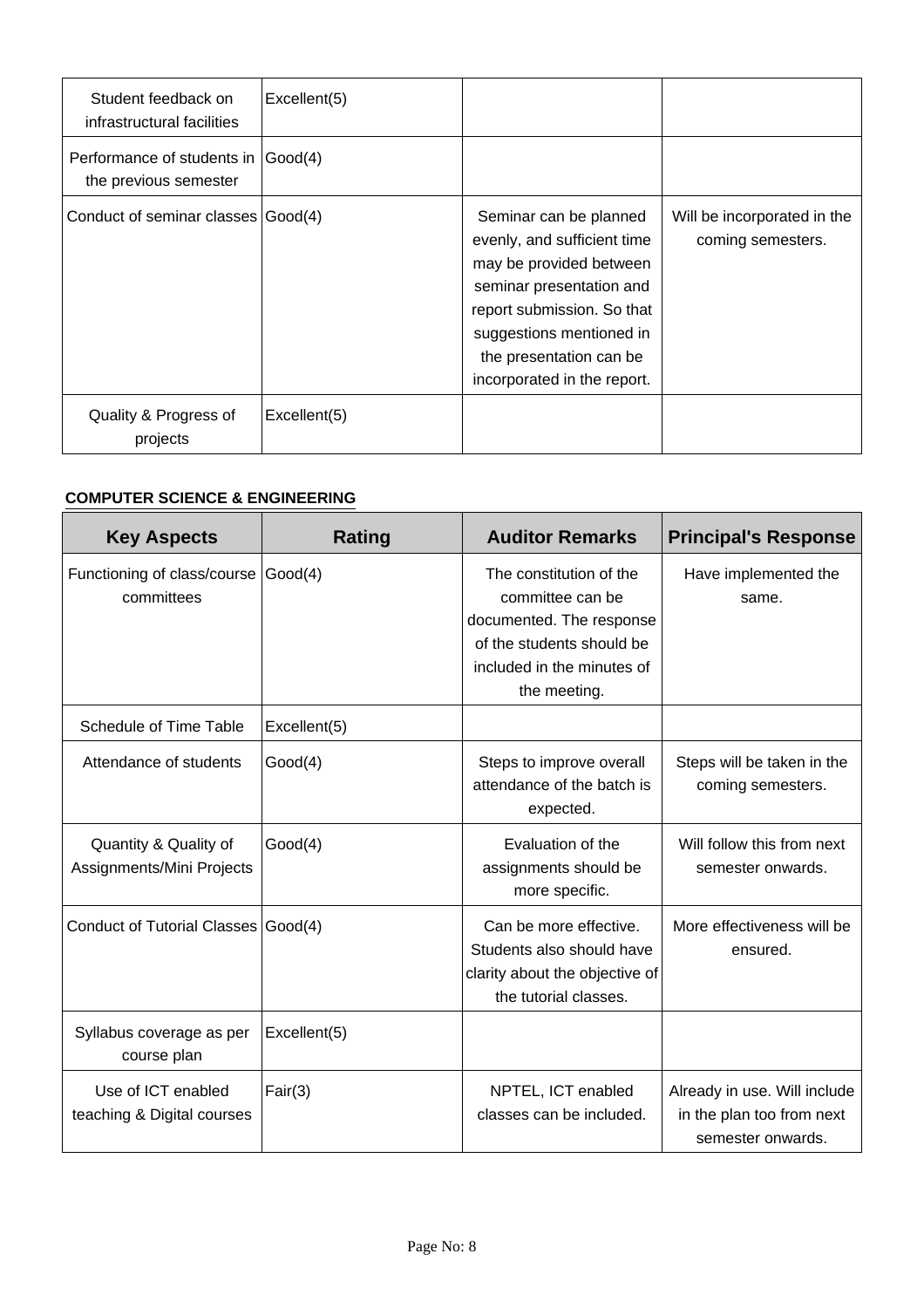| Key Aspects | Rating | Auditor Remarks | Principal's Response |
|---|---|---|---|
| Student feedback on infrastructural facilities | Excellent(5) | | |
| Performance of students in the previous semester | Good(4) | | |
| Conduct of seminar classes | Good(4) | Seminar can be planned evenly, and sufficient time may be provided between seminar presentation and report submission. So that suggestions mentioned in the presentation can be incorporated in the report. | Will be incorporated in the coming semesters. |
| Quality & Progress of projects | Excellent(5) | | |

**COMPUTER SCIENCE & ENGINEERING**

| Key Aspects | Rating | Auditor Remarks | Principal's Response |
|---|---|---|---|
| Functioning of class/course committees | Good(4) | The constitution of the committee can be documented. The response of the students should be included in the minutes of the meeting. | Have implemented the same. |
| Schedule of Time Table | Excellent(5) | | |
| Attendance of students | Good(4) | Steps to improve overall attendance of the batch is expected. | Steps will be taken in the coming semesters. |
| Quantity & Quality of Assignments/Mini Projects | Good(4) | Evaluation of the assignments should be more specific. | Will follow this from next semester onwards. |
| Conduct of Tutorial Classes | Good(4) | Can be more effective. Students also should have clarity about the objective of the tutorial classes. | More effectiveness will be ensured. |
| Syllabus coverage as per course plan | Excellent(5) | | |
| Use of ICT enabled teaching & Digital courses | Fair(3) | NPTEL, ICT enabled classes can be included. | Already in use. Will include in the plan too from next semester onwards. |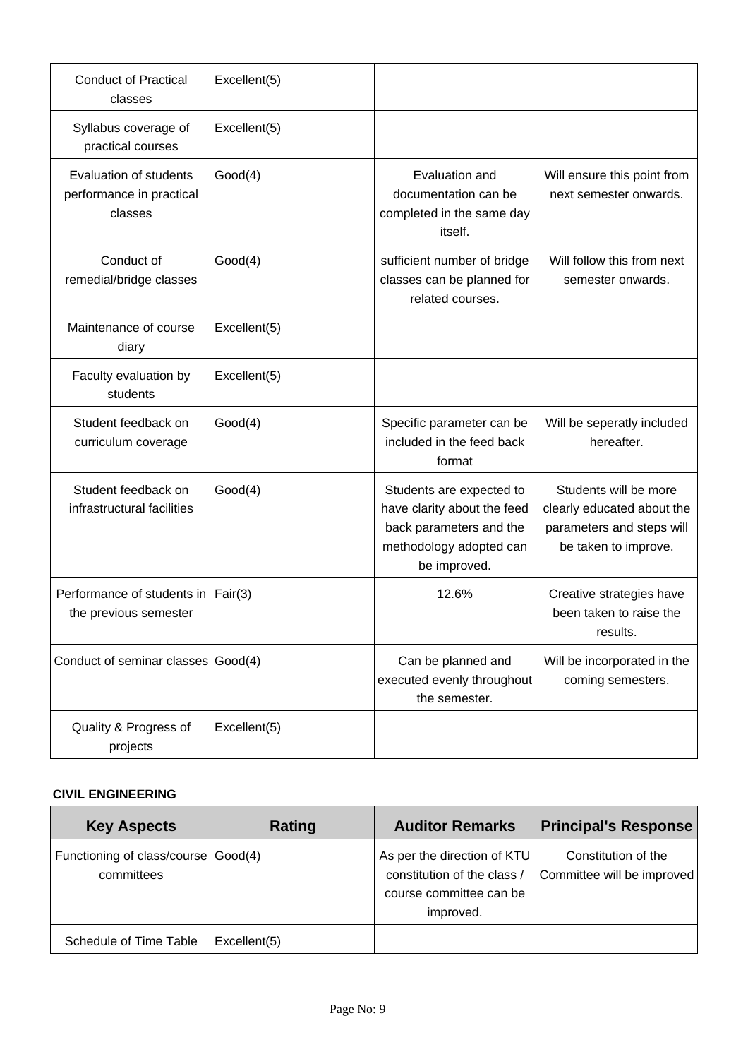| | | | |
|---|---|---|---|
| Conduct of Practical classes | Excellent(5) | | |
| Syllabus coverage of practical courses | Excellent(5) | | |
| Evaluation of students performance in practical classes | Good(4) | Evaluation and documentation can be completed in the same day itself. | Will ensure this point from next semester onwards. |
| Conduct of remedial/bridge classes | Good(4) | sufficient number of bridge classes can be planned for related courses. | Will follow this from next semester onwards. |
| Maintenance of course diary | Excellent(5) | | |
| Faculty evaluation by students | Excellent(5) | | |
| Student feedback on curriculum coverage | Good(4) | Specific parameter can be included in the feed back format | Will be seperatly included hereafter. |
| Student feedback on infrastructural facilities | Good(4) | Students are expected to have clarity about the feed back parameters and the methodology adopted can be improved. | Students will be more clearly educated about the parameters and steps will be taken to improve. |
| Performance of students in the previous semester | Fair(3) | 12.6% | Creative strategies have been taken to raise the results. |
| Conduct of seminar classes | Good(4) | Can be planned and executed evenly throughout the semester. | Will be incorporated in the coming semesters. |
| Quality & Progress of projects | Excellent(5) | | |

**CIVIL ENGINEERING**

| Key Aspects | Rating | Auditor Remarks | Principal's Response |
|---|---|---|---|
| Functioning of class/course committees | Good(4) | As per the direction of KTU constitution of the class / course committee can be improved. | Constitution of the Committee will be improved |
| Schedule of Time Table | Excellent(5) | | |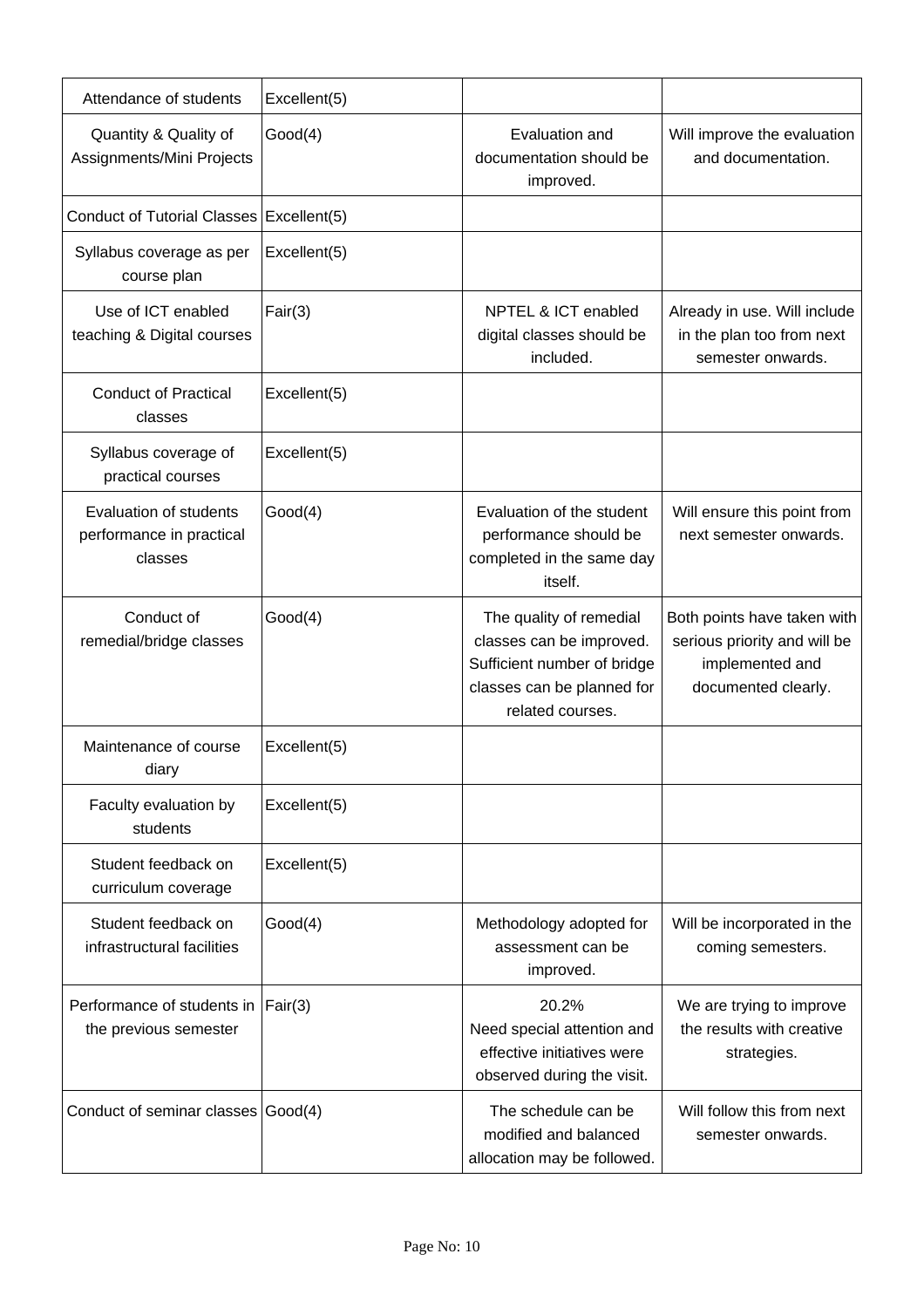| Attendance of students | Excellent(5) | | |
|---|---|---|---|
| Quantity & Quality of Assignments/Mini Projects | Good(4) | Evaluation and documentation should be improved. | Will improve the evaluation and documentation. |
| Conduct of Tutorial Classes | Excellent(5) | | |
| Syllabus coverage as per course plan | Excellent(5) | | |
| Use of ICT enabled teaching & Digital courses | Fair(3) | NPTEL & ICT enabled digital classes should be included. | Already in use. Will include in the plan too from next semester onwards. |
| Conduct of Practical classes | Excellent(5) | | |
| Syllabus coverage of practical courses | Excellent(5) | | |
| Evaluation of students performance in practical classes | Good(4) | Evaluation of the student performance should be completed in the same day itself. | Will ensure this point from next semester onwards. |
| Conduct of remedial/bridge classes | Good(4) | The quality of remedial classes can be improved. Sufficient number of bridge classes can be planned for related courses. | Both points have taken with serious priority and will be implemented and documented clearly. |
| Maintenance of course diary | Excellent(5) | | |
| Faculty evaluation by students | Excellent(5) | | |
| Student feedback on curriculum coverage | Excellent(5) | | |
| Student feedback on infrastructural facilities | Good(4) | Methodology adopted for assessment can be improved. | Will be incorporated in the coming semesters. |
| Performance of students in the previous semester | Fair(3) | 20.2% Need special attention and effective initiatives were observed during the visit. | We are trying to improve the results with creative strategies. |
| Conduct of seminar classes | Good(4) | The schedule can be modified and balanced allocation may be followed. | Will follow this from next semester onwards. |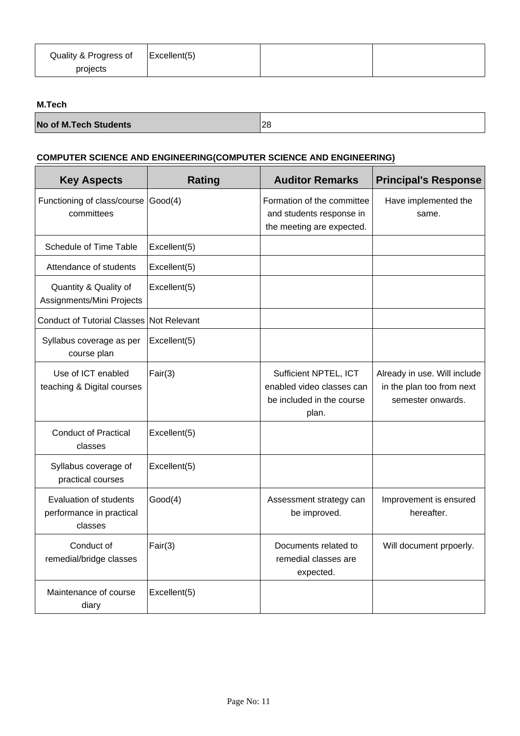| Quality & Progress of projects | Excellent(5) | | |
|---|---|---|---|

**M.Tech**

| No of M.Tech Students | 28 |
|---|---|

**COMPUTER SCIENCE AND ENGINEERING(COMPUTER SCIENCE AND ENGINEERING)**

| Key Aspects | Rating | Auditor Remarks | Principal's Response |
|---|---|---|---|
| Functioning of class/course committees | Good(4) | Formation of the committee and students response in the meeting are expected. | Have implemented the same. |
| Schedule of Time Table | Excellent(5) | | |
| Attendance of students | Excellent(5) | | |
| Quantity & Quality of Assignments/Mini Projects | Excellent(5) | | |
| Conduct of Tutorial Classes | Not Relevant | | |
| Syllabus coverage as per course plan | Excellent(5) | | |
| Use of ICT enabled teaching & Digital courses | Fair(3) | Sufficient NPTEL, ICT enabled video classes can be included in the course plan. | Already in use. Will include in the plan too from next semester onwards. |
| Conduct of Practical classes | Excellent(5) | | |
| Syllabus coverage of practical courses | Excellent(5) | | |
| Evaluation of students performance in practical classes | Good(4) | Assessment strategy can be improved. | Improvement is ensured hereafter. |
| Conduct of remedial/bridge classes | Fair(3) | Documents related to remedial classes are expected. | Will document prpoerly. |
| Maintenance of course diary | Excellent(5) | | |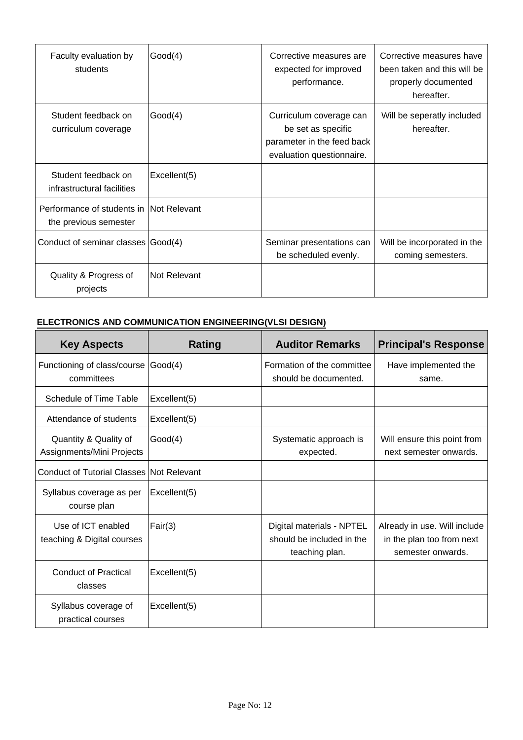| | | | |
|---|---|---|---|
| Faculty evaluation by students | Good(4) | Corrective measures are expected for improved performance. | Corrective measures have been taken and this will be properly documented hereafter. |
| Student feedback on curriculum coverage | Good(4) | Curriculum coverage can be set as specific parameter in the feed back evaluation questionnaire. | Will be seperatly included hereafter. |
| Student feedback on infrastructural facilities | Excellent(5) | | |
| Performance of students in the previous semester | Not Relevant | | |
| Conduct of seminar classes | Good(4) | Seminar presentations can be scheduled evenly. | Will be incorporated in the coming semesters. |
| Quality & Progress of projects | Not Relevant | | |

**ELECTRONICS AND COMMUNICATION ENGINEERING(VLSI DESIGN)**

| Key Aspects | Rating | Auditor Remarks | Principal's Response |
|---|---|---|---|
| Functioning of class/course committees | Good(4) | Formation of the committee should be documented. | Have implemented the same. |
| Schedule of Time Table | Excellent(5) | | |
| Attendance of students | Excellent(5) | | |
| Quantity & Quality of Assignments/Mini Projects | Good(4) | Systematic approach is expected. | Will ensure this point from next semester onwards. |
| Conduct of Tutorial Classes | Not Relevant | | |
| Syllabus coverage as per course plan | Excellent(5) | | |
| Use of ICT enabled teaching & Digital courses | Fair(3) | Digital materials - NPTEL should be included in the teaching plan. | Already in use. Will include in the plan too from next semester onwards. |
| Conduct of Practical classes | Excellent(5) | | |
| Syllabus coverage of practical courses | Excellent(5) | | |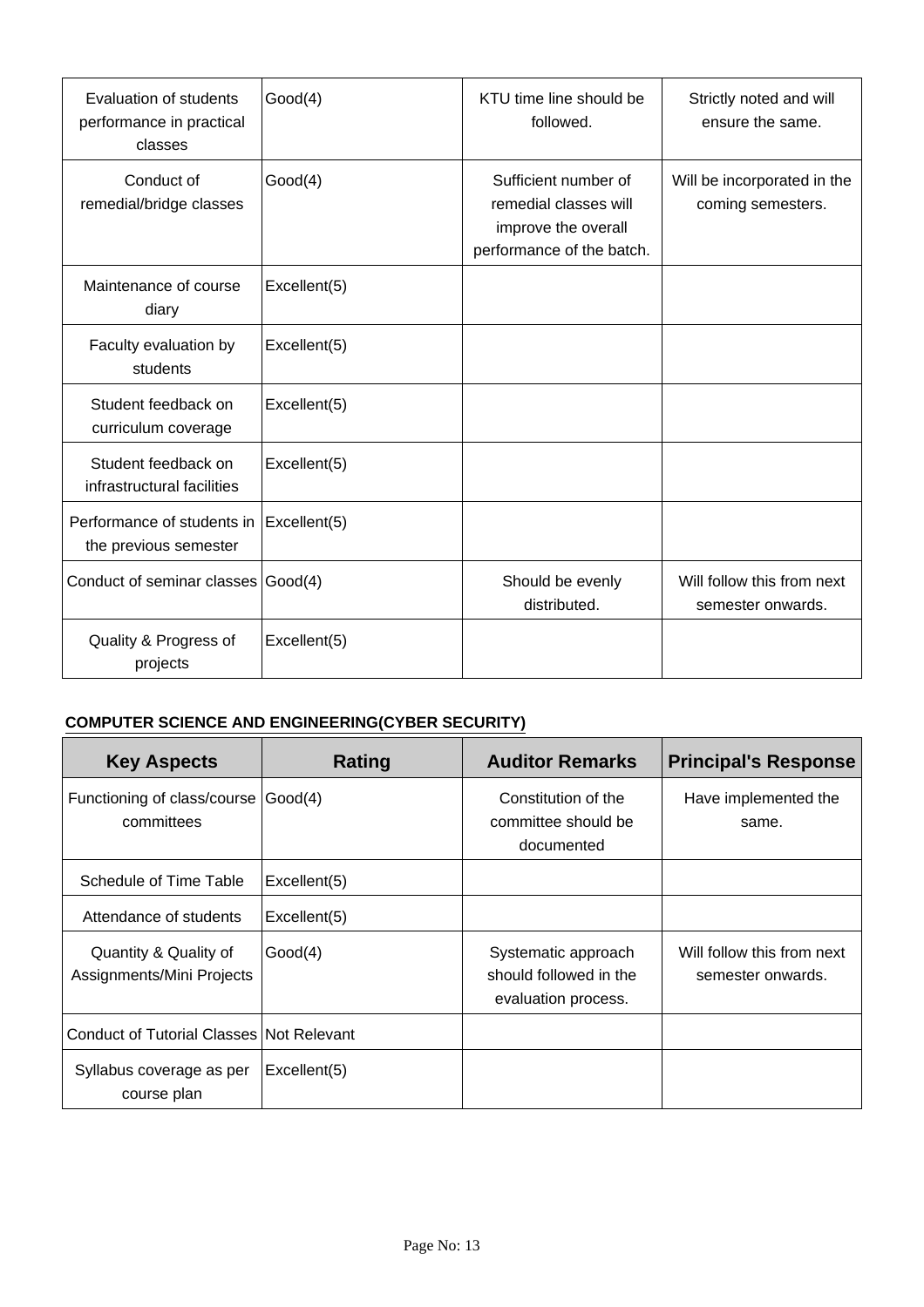| | | | |
|---|---|---|---|
| Evaluation of students performance in practical classes | Good(4) | KTU time line should be followed. | Strictly noted and will ensure the same. |
| Conduct of remedial/bridge classes | Good(4) | Sufficient number of remedial classes will improve the overall performance of the batch. | Will be incorporated in the coming semesters. |
| Maintenance of course diary | Excellent(5) | | |
| Faculty evaluation by students | Excellent(5) | | |
| Student feedback on curriculum coverage | Excellent(5) | | |
| Student feedback on infrastructural facilities | Excellent(5) | | |
| Performance of students in the previous semester | Excellent(5) | | |
| Conduct of seminar classes | Good(4) | Should be evenly distributed. | Will follow this from next semester onwards. |
| Quality & Progress of projects | Excellent(5) | | |

**COMPUTER SCIENCE AND ENGINEERING(CYBER SECURITY)**

| Key Aspects | Rating | Auditor Remarks | Principal's Response |
|---|---|---|---|
| Functioning of class/course committees | Good(4) | Constitution of the committee should be documented | Have implemented the same. |
| Schedule of Time Table | Excellent(5) | | |
| Attendance of students | Excellent(5) | | |
| Quantity & Quality of Assignments/Mini Projects | Good(4) | Systematic approach should followed in the evaluation process. | Will follow this from next semester onwards. |
| Conduct of Tutorial Classes | Not Relevant | | |
| Syllabus coverage as per course plan | Excellent(5) | | |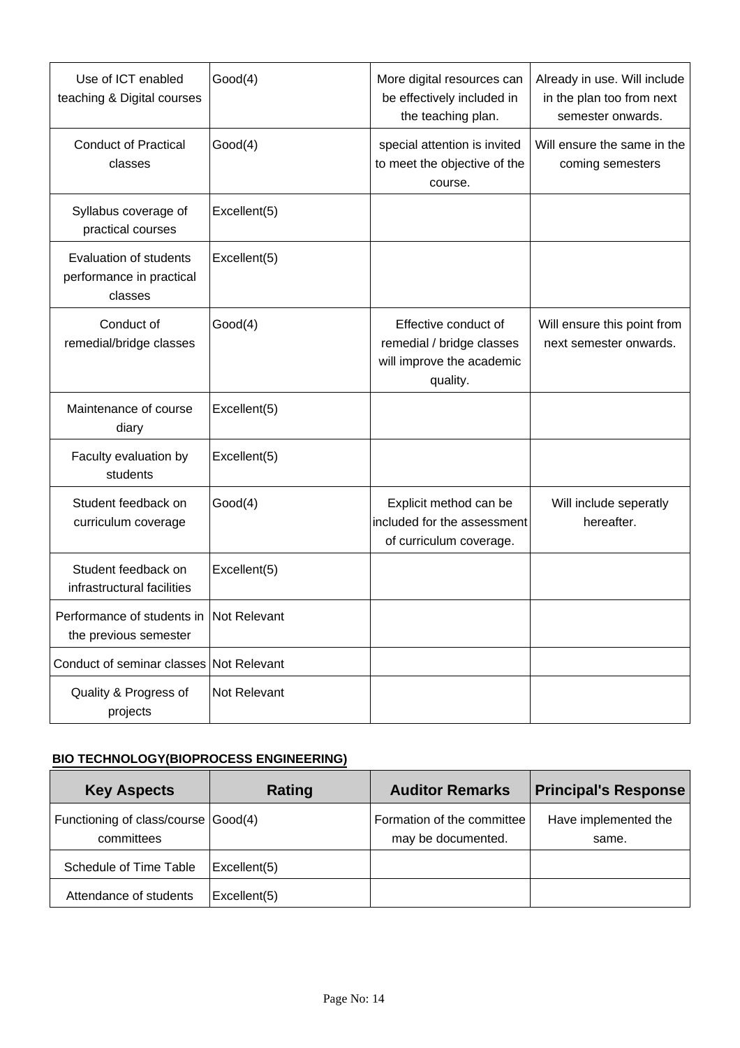| | | | |
|---|---|---|---|
| Use of ICT enabled teaching & Digital courses | Good(4) | More digital resources can be effectively included in the teaching plan. | Already in use. Will include in the plan too from next semester onwards. |
| Conduct of Practical classes | Good(4) | special attention is invited to meet the objective of the course. | Will ensure the same in the coming semesters |
| Syllabus coverage of practical courses | Excellent(5) | | |
| Evaluation of students performance in practical classes | Excellent(5) | | |
| Conduct of remedial/bridge classes | Good(4) | Effective conduct of remedial / bridge classes will improve the academic quality. | Will ensure this point from next semester onwards. |
| Maintenance of course diary | Excellent(5) | | |
| Faculty evaluation by students | Excellent(5) | | |
| Student feedback on curriculum coverage | Good(4) | Explicit method can be included for the assessment of curriculum coverage. | Will include seperatly hereafter. |
| Student feedback on infrastructural facilities | Excellent(5) | | |
| Performance of students in the previous semester | Not Relevant | | |
| Conduct of seminar classes | Not Relevant | | |
| Quality & Progress of projects | Not Relevant | | |

**BIO TECHNOLOGY(BIOPROCESS ENGINEERING)**

| Key Aspects | Rating | Auditor Remarks | Principal's Response |
|---|---|---|---|
| Functioning of class/course committees | Good(4) | Formation of the committee may be documented. | Have implemented the same. |
| Schedule of Time Table | Excellent(5) | | |
| Attendance of students | Excellent(5) | | |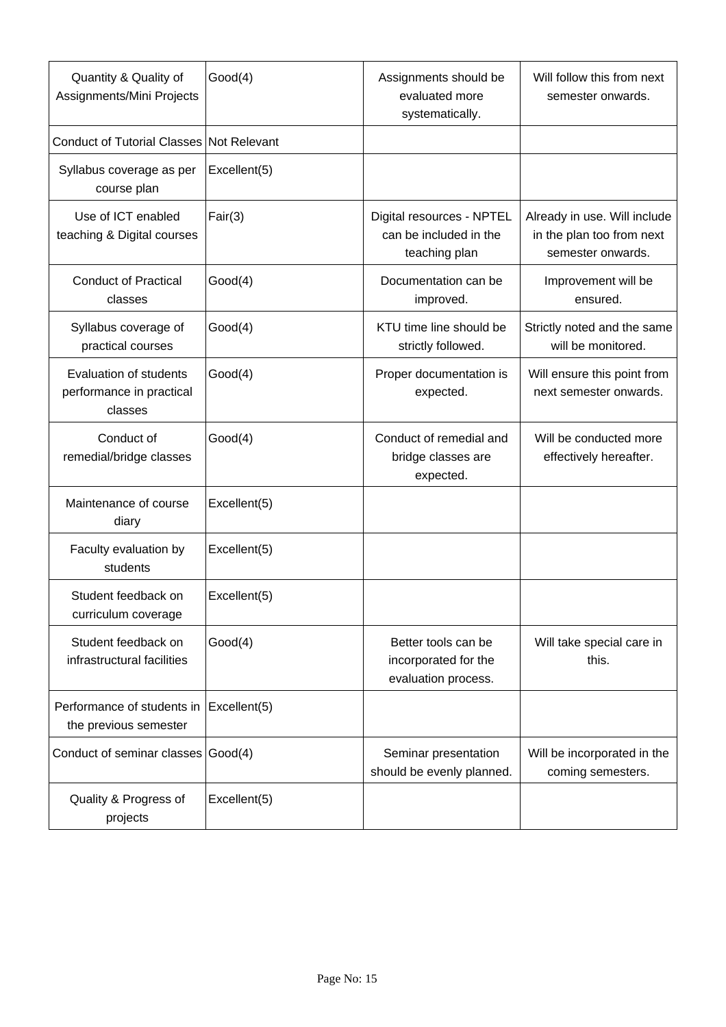| | | | |
|---|---|---|---|
| Quantity & Quality of Assignments/Mini Projects | Good(4) | Assignments should be evaluated more systematically. | Will follow this from next semester onwards. |
| Conduct of Tutorial Classes | Not Relevant | | |
| Syllabus coverage as per course plan | Excellent(5) | | |
| Use of ICT enabled teaching & Digital courses | Fair(3) | Digital resources - NPTEL can be included in the teaching plan | Already in use. Will include in the plan too from next semester onwards. |
| Conduct of Practical classes | Good(4) | Documentation can be improved. | Improvement will be ensured. |
| Syllabus coverage of practical courses | Good(4) | KTU time line should be strictly followed. | Strictly noted and the same will be monitored. |
| Evaluation of students performance in practical classes | Good(4) | Proper documentation is expected. | Will ensure this point from next semester onwards. |
| Conduct of remedial/bridge classes | Good(4) | Conduct of remedial and bridge classes are expected. | Will be conducted more effectively hereafter. |
| Maintenance of course diary | Excellent(5) | | |
| Faculty evaluation by students | Excellent(5) | | |
| Student feedback on curriculum coverage | Excellent(5) | | |
| Student feedback on infrastructural facilities | Good(4) | Better tools can be incorporated for the evaluation process. | Will take special care in this. |
| Performance of students in the previous semester | Excellent(5) | | |
| Conduct of seminar classes | Good(4) | Seminar presentation should be evenly planned. | Will be incorporated in the coming semesters. |
| Quality & Progress of projects | Excellent(5) | | |